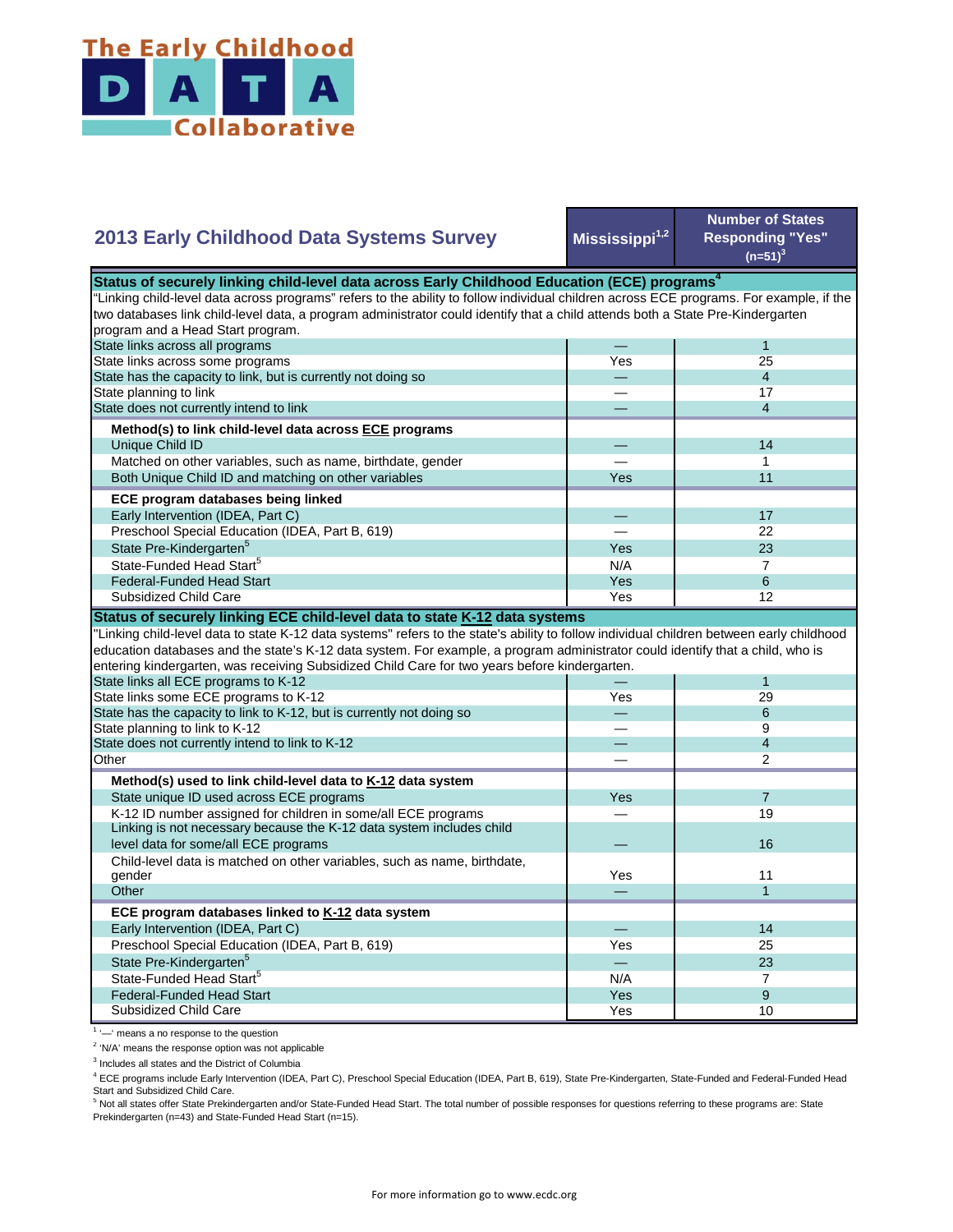# The Early Childhood DATA Collaborative

## 2013 Early Childhood Data Systems Survey

| | Mississippi[1,2] | Number of States Responding "Yes" (n=51)[3] |
|---|---|---|
| **Status of securely linking child-level data across Early Childhood Education (ECE) programs[4]** | | |
| "Linking child-level data across programs" refers to the ability to follow individual children across ECE programs. For example, if the two databases link child-level data, a program administrator could identify that a child attends both a State Pre-Kindergarten program and a Head Start program. | | |
| State links across all programs | — | 1 |
| State links across some programs | Yes | 25 |
| State has the capacity to link, but is currently not doing so | — | 4 |
| State planning to link | — | 17 |
| State does not currently intend to link | — | 4 |
| **Method(s) to link child-level data across ECE programs** | | |
| Unique Child ID | — | 14 |
| Matched on other variables, such as name, birthdate, gender | — | 1 |
| Both Unique Child ID and matching on other variables | Yes | 11 |
| **ECE program databases being linked** | | |
| Early Intervention (IDEA, Part C) | — | 17 |
| Preschool Special Education (IDEA, Part B, 619) | — | 22 |
| State Pre-Kindergarten[5] | Yes | 23 |
| State-Funded Head Start[5] | N/A | 7 |
| Federal-Funded Head Start | Yes | 6 |
| Subsidized Child Care | Yes | 12 |
| **Status of securely linking ECE child-level data to state K-12 data systems** | | |
| "Linking child-level data to state K-12 data systems" refers to the state's ability to follow individual children between early childhood education databases and the state's K-12 data system. For example, a program administrator could identify that a child, who is entering kindergarten, was receiving Subsidized Child Care for two years before kindergarten. | | |
| State links all ECE programs to K-12 | — | 1 |
| State links some ECE programs to K-12 | Yes | 29 |
| State has the capacity to link to K-12, but is currently not doing so | — | 6 |
| State planning to link to K-12 | — | 9 |
| State does not currently intend to link to K-12 | — | 4 |
| Other | — | 2 |
| **Method(s) used to link child-level data to K-12 data system** | | |
| State unique ID used across ECE programs | Yes | 7 |
| K-12 ID number assigned for children in some/all ECE programs | — | 19 |
| Linking is not necessary because the K-12 data system includes child level data for some/all ECE programs | — | 16 |
| Child-level data is matched on other variables, such as name, birthdate, gender | Yes | 11 |
| Other | — | 1 |
| **ECE program databases linked to K-12 data system** | | |
| Early Intervention (IDEA, Part C) | — | 14 |
| Preschool Special Education (IDEA, Part B, 619) | Yes | 25 |
| State Pre-Kindergarten[5] | — | 23 |
| State-Funded Head Start[5] | N/A | 7 |
| Federal-Funded Head Start | Yes | 9 |
| Subsidized Child Care | Yes | 10 |

[1] '—' means a no response to the question

[2] 'N/A' means the response option was not applicable

[3] Includes all states and the District of Columbia

[4] ECE programs include Early Intervention (IDEA, Part C), Preschool Special Education (IDEA, Part B, 619), State Pre-Kindergarten, State-Funded and Federal-Funded Head Start and Subsidized Child Care.

[5] Not all states offer State Prekindergarten and/or State-Funded Head Start. The total number of possible responses for questions referring to these programs are: State Prekindergarten (n=43) and State-Funded Head Start (n=15).

For more information go to www.ecdc.org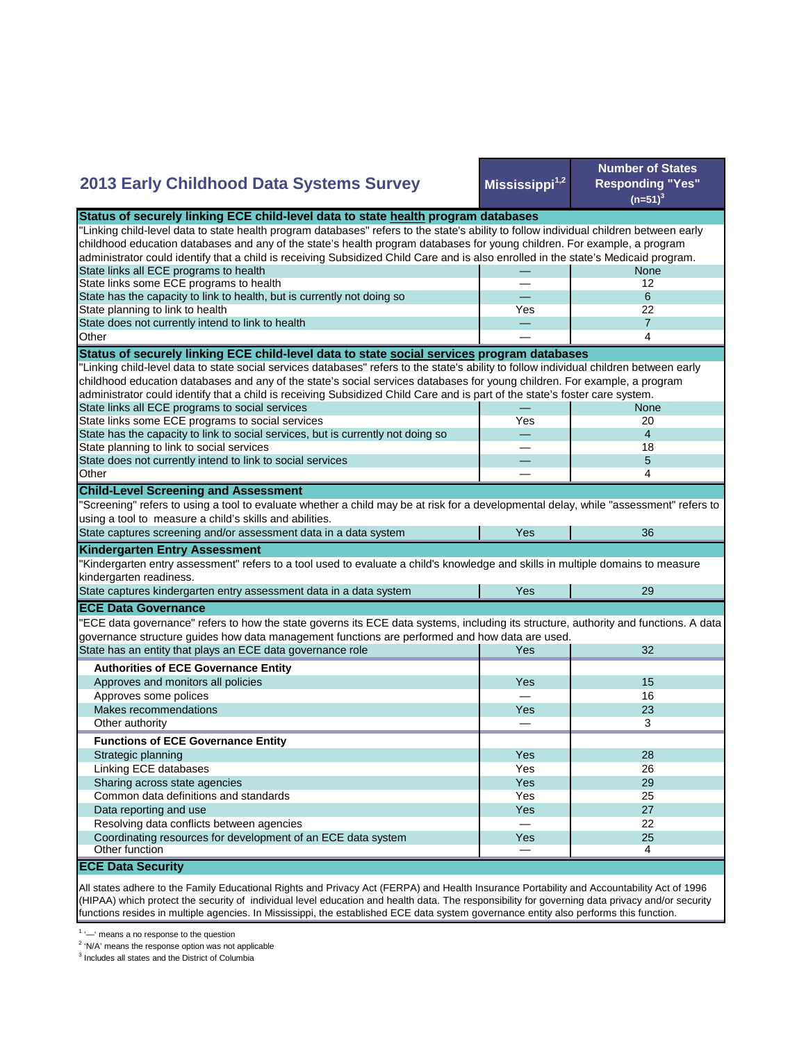| 2013 Early Childhood Data Systems Survey | Mississippi[1,2] | Number of States Responding "Yes" (n=51)[3] |
|---|---|---|
| **Status of securely linking ECE child-level data to state health program databases** | | |
| "Linking child-level data to state health program databases" refers to the state's ability to follow individual children between early childhood education databases and any of the state's health program databases for young children. For example, a program administrator could identify that a child is receiving Subsidized Child Care and is also enrolled in the state's Medicaid program. | | |
| State links all ECE programs to health | — | None |
| State links some ECE programs to health | — | 12 |
| State has the capacity to link to health, but is currently not doing so | — | 6 |
| State planning to link to health | Yes | 22 |
| State does not currently intend to link to health | — | 7 |
| Other | — | 4 |
| **Status of securely linking ECE child-level data to state social services program databases** | | |
| "Linking child-level data to state social services databases" refers to the state's ability to follow individual children between early childhood education databases and any of the state's social services databases for young children. For example, a program administrator could identify that a child is receiving Subsidized Child Care and is part of the state's foster care system. | | |
| State links all ECE programs to social services | — | None |
| State links some ECE programs to social services | Yes | 20 |
| State has the capacity to link to social services, but is currently not doing so | — | 4 |
| State planning to link to social services | — | 18 |
| State does not currently intend to link to social services | — | 5 |
| Other | — | 4 |
| **Child-Level Screening and Assessment** | | |
| "Screening" refers to using a tool to evaluate whether a child may be at risk for a developmental delay, while "assessment" refers to using a tool to measure a child's skills and abilities. | | |
| State captures screening and/or assessment data in a data system | Yes | 36 |
| **Kindergarten Entry Assessment** | | |
| "Kindergarten entry assessment" refers to a tool used to evaluate a child's knowledge and skills in multiple domains to measure kindergarten readiness. | | |
| State captures kindergarten entry assessment data in a data system | Yes | 29 |
| **ECE Data Governance** | | |
| "ECE data governance" refers to how the state governs its ECE data systems, including its structure, authority and functions. A data governance structure guides how data management functions are performed and how data are used. | | |
| State has an entity that plays an ECE data governance role | Yes | 32 |
| **Authorities of ECE Governance Entity** | | |
| Approves and monitors all policies | Yes | 15 |
| Approves some polices | — | 16 |
| Makes recommendations | Yes | 23 |
| Other authority | — | 3 |
| **Functions of ECE Governance Entity** | | |
| Strategic planning | Yes | 28 |
| Linking ECE databases | Yes | 26 |
| Sharing across state agencies | Yes | 29 |
| Common data definitions and standards | Yes | 25 |
| Data reporting and use | Yes | 27 |
| Resolving data conflicts between agencies | — | 22 |
| Coordinating resources for development of an ECE data system | Yes | 25 |
| Other function | — | 4 |
| **ECE Data Security** | | |
| All states adhere to the Family Educational Rights and Privacy Act (FERPA) and Health Insurance Portability and Accountability Act of 1996 (HIPAA) which protect the security of individual level education and health data. The responsibility for governing data privacy and/or security functions resides in multiple agencies. In Mississippi, the established ECE data system governance entity also performs this function. | | |

[1] '—' means a no response to the question

[2] 'N/A' means the response option was not applicable

[3] Includes all states and the District of Columbia